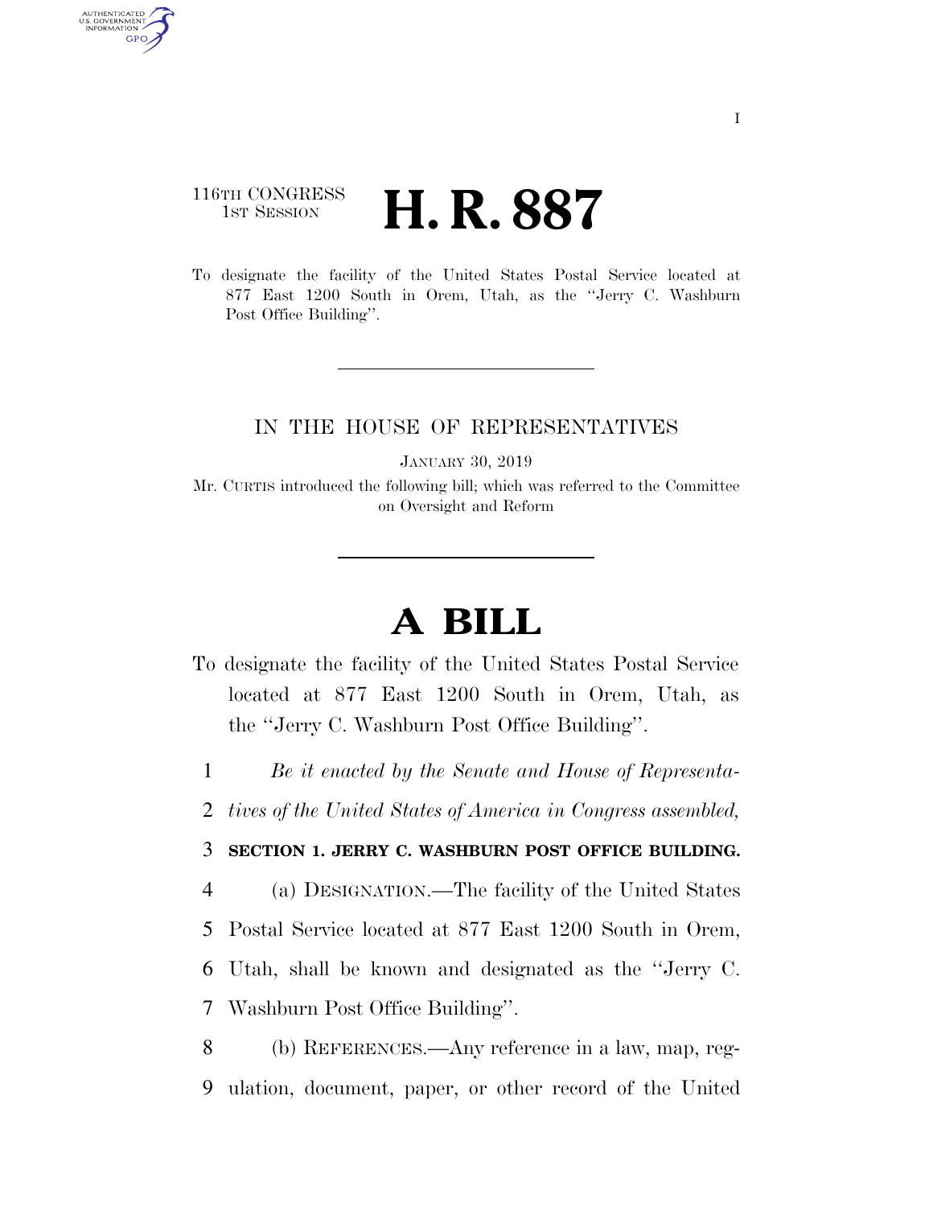116TH CONGRESS
1ST SESSION

# H. R. 887

To designate the facility of the United States Postal Service located at 877 East 1200 South in Orem, Utah, as the "Jerry C. Washburn Post Office Building".

IN THE HOUSE OF REPRESENTATIVES

JANUARY 30, 2019

Mr. CURTIS introduced the following bill; which was referred to the Committee on Oversight and Reform

# A BILL

To designate the facility of the United States Postal Service located at 877 East 1200 South in Orem, Utah, as the "Jerry C. Washburn Post Office Building".

1 *Be it enacted by the Senate and House of Representa-*
2 *tives of the United States of America in Congress assembled,*

3 **SECTION 1. JERRY C. WASHBURN POST OFFICE BUILDING.**

4 (a) DESIGNATION.—The facility of the United States
5 Postal Service located at 877 East 1200 South in Orem,
6 Utah, shall be known and designated as the "Jerry C.
7 Washburn Post Office Building".

8 (b) REFERENCES.—Any reference in a law, map, reg-
9 ulation, document, paper, or other record of the United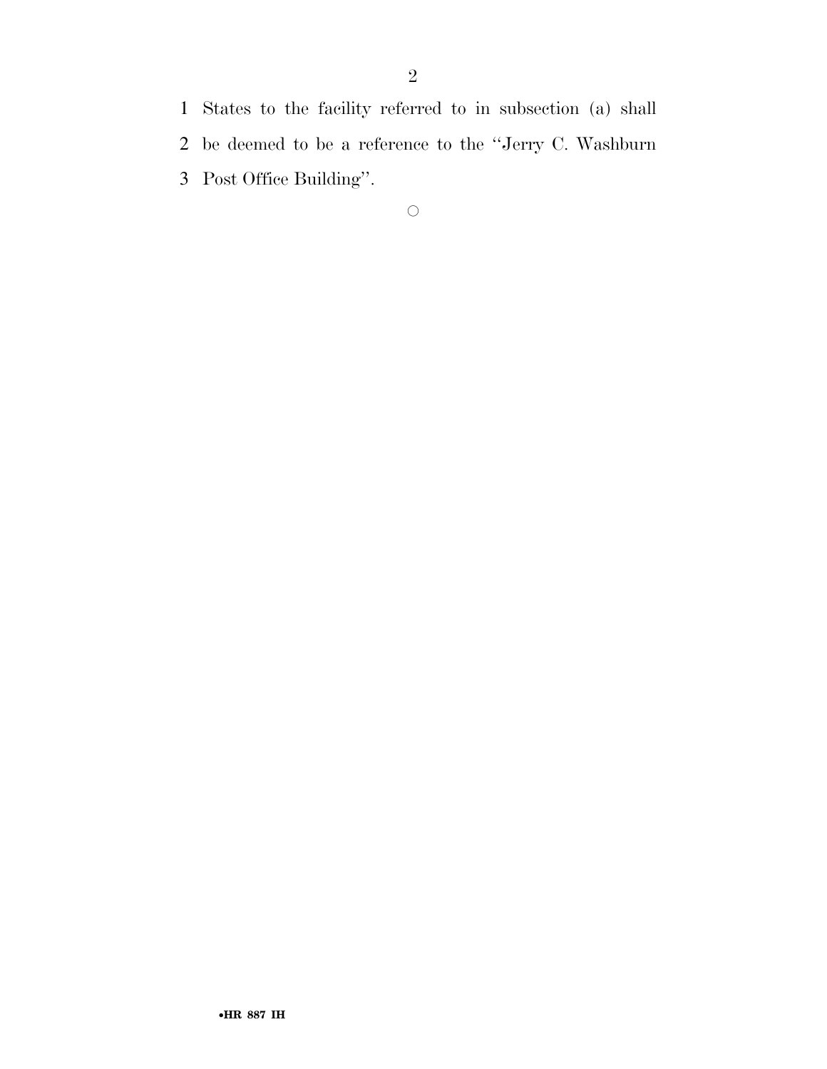States to the facility referred to in subsection (a) shall be deemed to be a reference to the "Jerry C. Washburn Post Office Building".